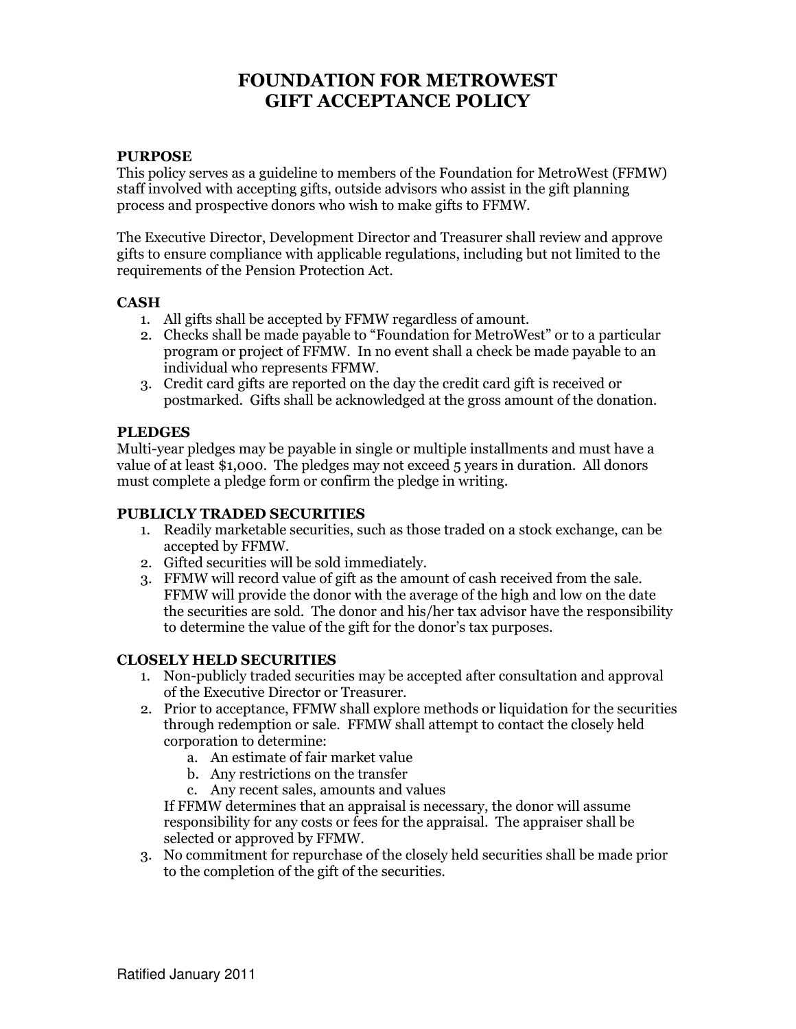# FOUNDATION FOR METROWEST
# GIFT ACCEPTANCE POLICY

## PURPOSE

This policy serves as a guideline to members of the Foundation for MetroWest (FFMW) staff involved with accepting gifts, outside advisors who assist in the gift planning process and prospective donors who wish to make gifts to FFMW.

The Executive Director, Development Director and Treasurer shall review and approve gifts to ensure compliance with applicable regulations, including but not limited to the requirements of the Pension Protection Act.

## CASH

1. All gifts shall be accepted by FFMW regardless of amount.
2. Checks shall be made payable to "Foundation for MetroWest" or to a particular program or project of FFMW. In no event shall a check be made payable to an individual who represents FFMW.
3. Credit card gifts are reported on the day the credit card gift is received or postmarked. Gifts shall be acknowledged at the gross amount of the donation.

## PLEDGES

Multi-year pledges may be payable in single or multiple installments and must have a value of at least $1,000. The pledges may not exceed 5 years in duration. All donors must complete a pledge form or confirm the pledge in writing.

## PUBLICLY TRADED SECURITIES

1. Readily marketable securities, such as those traded on a stock exchange, can be accepted by FFMW.
2. Gifted securities will be sold immediately.
3. FFMW will record value of gift as the amount of cash received from the sale. FFMW will provide the donor with the average of the high and low on the date the securities are sold. The donor and his/her tax advisor have the responsibility to determine the value of the gift for the donor's tax purposes.

## CLOSELY HELD SECURITIES

1. Non-publicly traded securities may be accepted after consultation and approval of the Executive Director or Treasurer.
2. Prior to acceptance, FFMW shall explore methods or liquidation for the securities through redemption or sale. FFMW shall attempt to contact the closely held corporation to determine:
    a. An estimate of fair market value
    b. Any restrictions on the transfer
    c. Any recent sales, amounts and values

   If FFMW determines that an appraisal is necessary, the donor will assume responsibility for any costs or fees for the appraisal. The appraiser shall be selected or approved by FFMW.
3. No commitment for repurchase of the closely held securities shall be made prior to the completion of the gift of the securities.

Ratified January 2011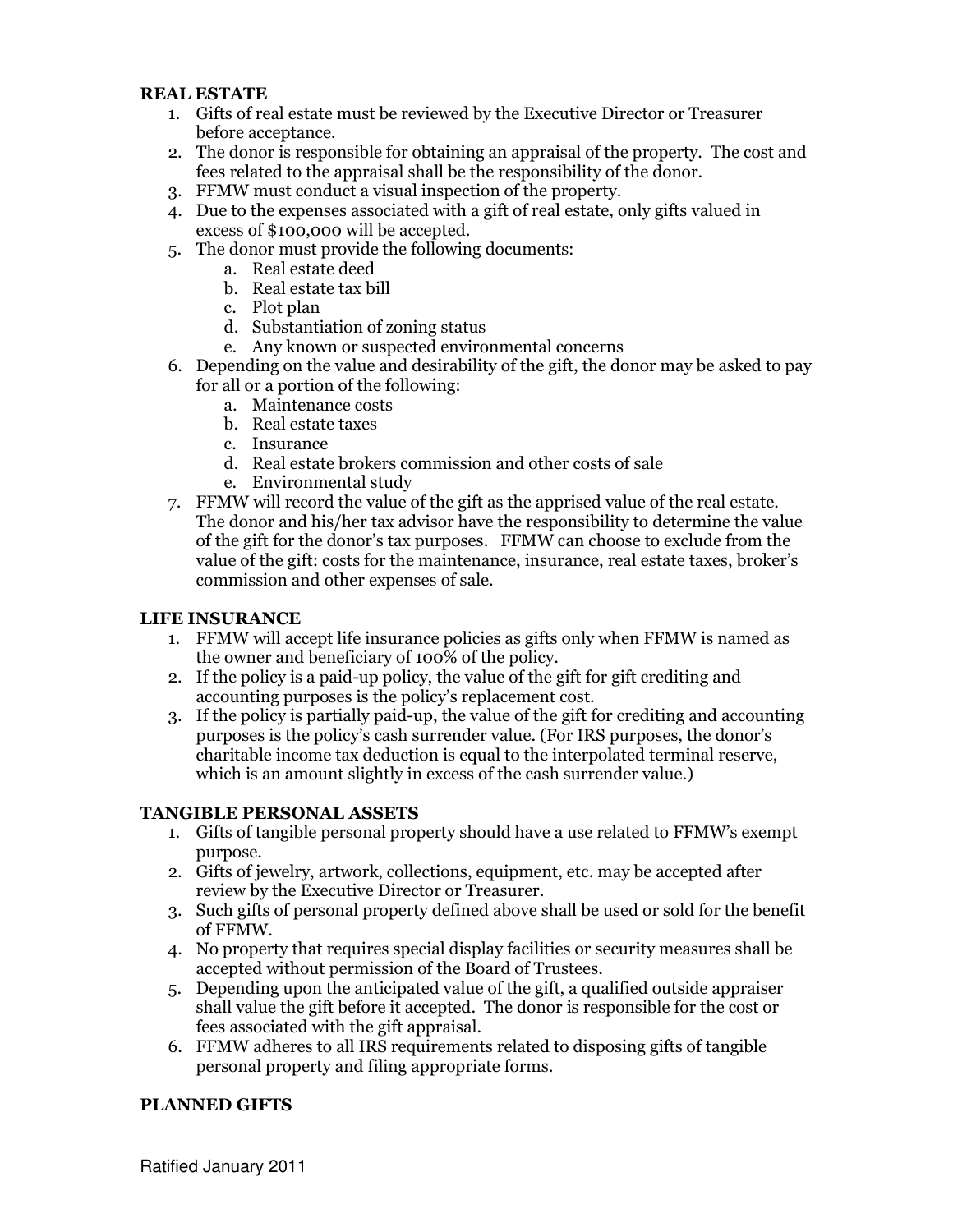**REAL ESTATE**

1. Gifts of real estate must be reviewed by the Executive Director or Treasurer before acceptance.
2. The donor is responsible for obtaining an appraisal of the property. The cost and fees related to the appraisal shall be the responsibility of the donor.
3. FFMW must conduct a visual inspection of the property.
4. Due to the expenses associated with a gift of real estate, only gifts valued in excess of $100,000 will be accepted.
5. The donor must provide the following documents:
    a. Real estate deed
    b. Real estate tax bill
    c. Plot plan
    d. Substantiation of zoning status
    e. Any known or suspected environmental concerns
6. Depending on the value and desirability of the gift, the donor may be asked to pay for all or a portion of the following:
    a. Maintenance costs
    b. Real estate taxes
    c. Insurance
    d. Real estate brokers commission and other costs of sale
    e. Environmental study
7. FFMW will record the value of the gift as the apprised value of the real estate. The donor and his/her tax advisor have the responsibility to determine the value of the gift for the donor's tax purposes. FFMW can choose to exclude from the value of the gift: costs for the maintenance, insurance, real estate taxes, broker's commission and other expenses of sale.

**LIFE INSURANCE**

1. FFMW will accept life insurance policies as gifts only when FFMW is named as the owner and beneficiary of 100% of the policy.
2. If the policy is a paid-up policy, the value of the gift for gift crediting and accounting purposes is the policy's replacement cost.
3. If the policy is partially paid-up, the value of the gift for crediting and accounting purposes is the policy's cash surrender value. (For IRS purposes, the donor's charitable income tax deduction is equal to the interpolated terminal reserve, which is an amount slightly in excess of the cash surrender value.)

**TANGIBLE PERSONAL ASSETS**

1. Gifts of tangible personal property should have a use related to FFMW's exempt purpose.
2. Gifts of jewelry, artwork, collections, equipment, etc. may be accepted after review by the Executive Director or Treasurer.
3. Such gifts of personal property defined above shall be used or sold for the benefit of FFMW.
4. No property that requires special display facilities or security measures shall be accepted without permission of the Board of Trustees.
5. Depending upon the anticipated value of the gift, a qualified outside appraiser shall value the gift before it accepted. The donor is responsible for the cost or fees associated with the gift appraisal.
6. FFMW adheres to all IRS requirements related to disposing gifts of tangible personal property and filing appropriate forms.

**PLANNED GIFTS**

Ratified January 2011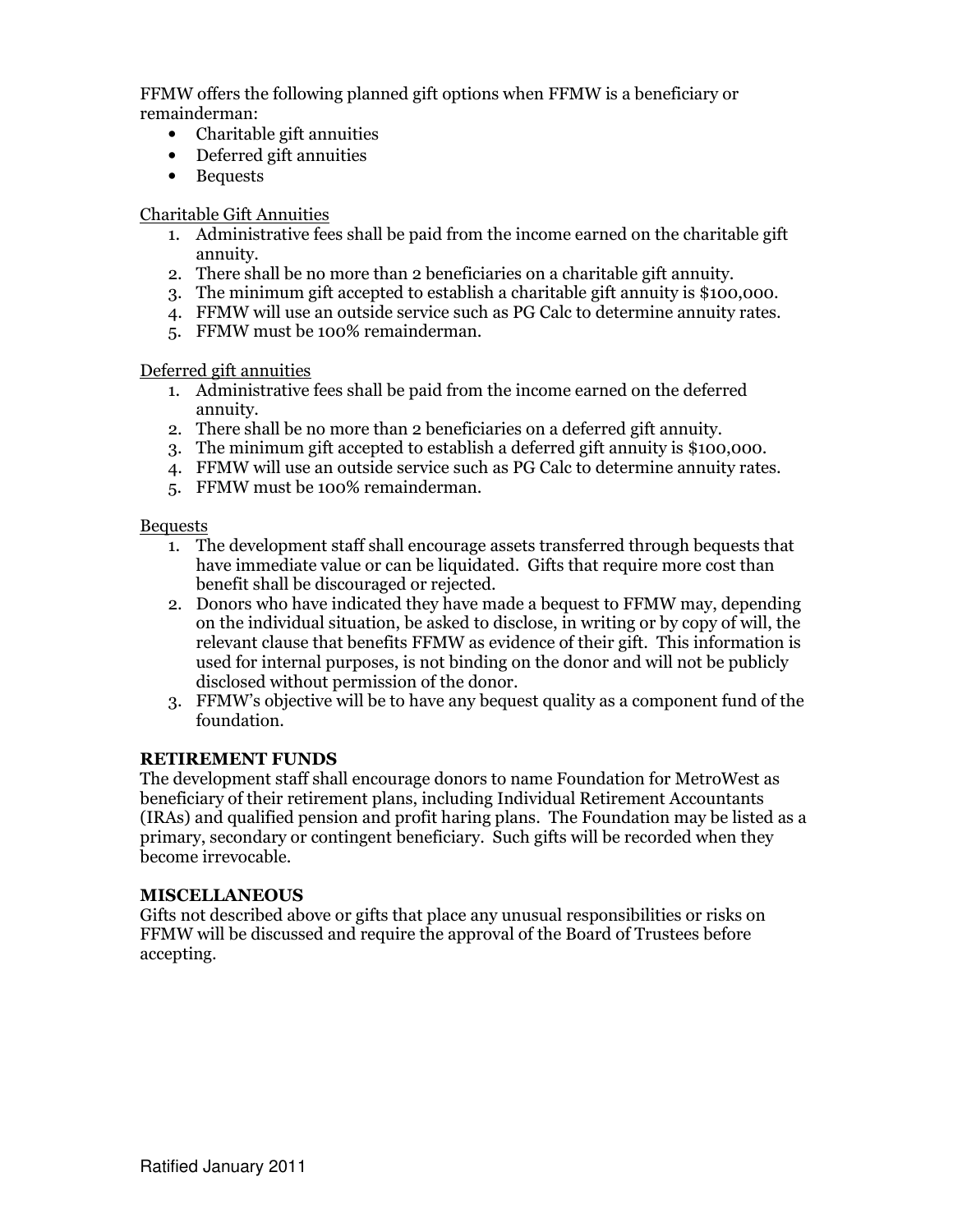FFMW offers the following planned gift options when FFMW is a beneficiary or remainderman:

- Charitable gift annuities
- Deferred gift annuities
- Bequests

Charitable Gift Annuities

1. Administrative fees shall be paid from the income earned on the charitable gift annuity.
2. There shall be no more than 2 beneficiaries on a charitable gift annuity.
3. The minimum gift accepted to establish a charitable gift annuity is $100,000.
4. FFMW will use an outside service such as PG Calc to determine annuity rates.
5. FFMW must be 100% remainderman.

Deferred gift annuities

1. Administrative fees shall be paid from the income earned on the deferred annuity.
2. There shall be no more than 2 beneficiaries on a deferred gift annuity.
3. The minimum gift accepted to establish a deferred gift annuity is $100,000.
4. FFMW will use an outside service such as PG Calc to determine annuity rates.
5. FFMW must be 100% remainderman.

Bequests

1. The development staff shall encourage assets transferred through bequests that have immediate value or can be liquidated. Gifts that require more cost than benefit shall be discouraged or rejected.
2. Donors who have indicated they have made a bequest to FFMW may, depending on the individual situation, be asked to disclose, in writing or by copy of will, the relevant clause that benefits FFMW as evidence of their gift. This information is used for internal purposes, is not binding on the donor and will not be publicly disclosed without permission of the donor.
3. FFMW's objective will be to have any bequest quality as a component fund of the foundation.

**RETIREMENT FUNDS**

The development staff shall encourage donors to name Foundation for MetroWest as beneficiary of their retirement plans, including Individual Retirement Accountants (IRAs) and qualified pension and profit haring plans. The Foundation may be listed as a primary, secondary or contingent beneficiary. Such gifts will be recorded when they become irrevocable.

**MISCELLANEOUS**

Gifts not described above or gifts that place any unusual responsibilities or risks on FFMW will be discussed and require the approval of the Board of Trustees before accepting.

Ratified January 2011